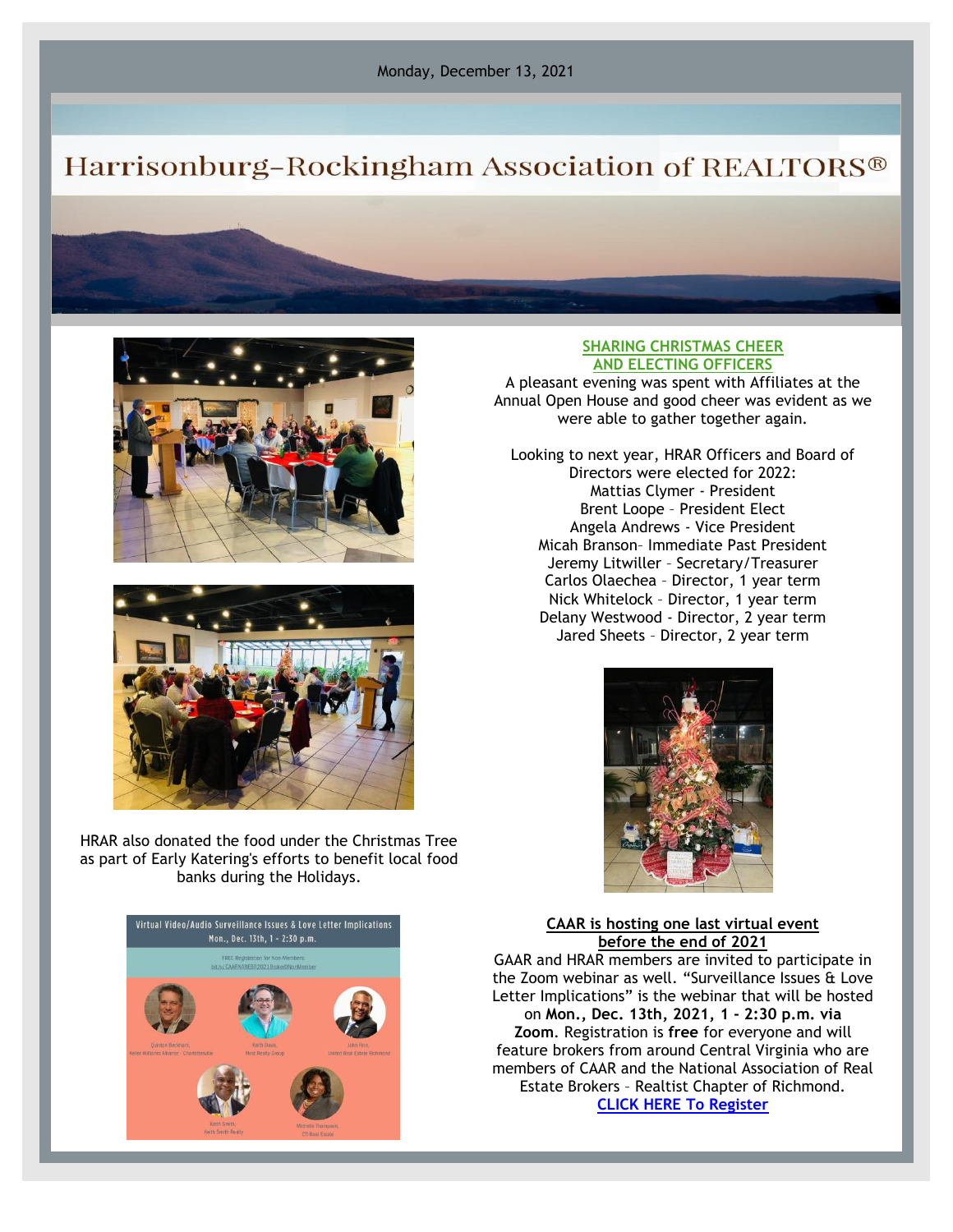Monday, December 13, 2021

# Harrisonburg-Rockingham Association of REALTORS®

## SHARING CHRISTMAS CHEER AND ELECTING OFFICERS

A pleasant evening was spent with Affiliates at the Annual Open House and good cheer was evident as we were able to gather together again.

Looking to next year, HRAR Officers and Board of Directors were elected for 2022:
Mattias Clymer - President
Brent Loope – President Elect
Angela Andrews - Vice President
Micah Branson– Immediate Past President
Jeremy Litwiller – Secretary/Treasurer
Carlos Olaechea – Director, 1 year term
Nick Whitelock – Director, 1 year term
Delany Westwood - Director, 2 year term
Jared Sheets – Director, 2 year term

HRAR also donated the food under the Christmas Tree as part of Early Katering's efforts to benefit local food banks during the Holidays.

## CAAR is hosting one last virtual event before the end of 2021

GAAR and HRAR members are invited to participate in the Zoom webinar as well. "Surveillance Issues & Love Letter Implications" is the webinar that will be hosted on **Mon., Dec. 13th, 2021, 1 - 2:30 p.m. via Zoom**. Registration is **free** for everyone and will feature brokers from around Central Virginia who are members of CAAR and the National Association of Real Estate Brokers – Realtist Chapter of Richmond.

[CLICK HERE To Register]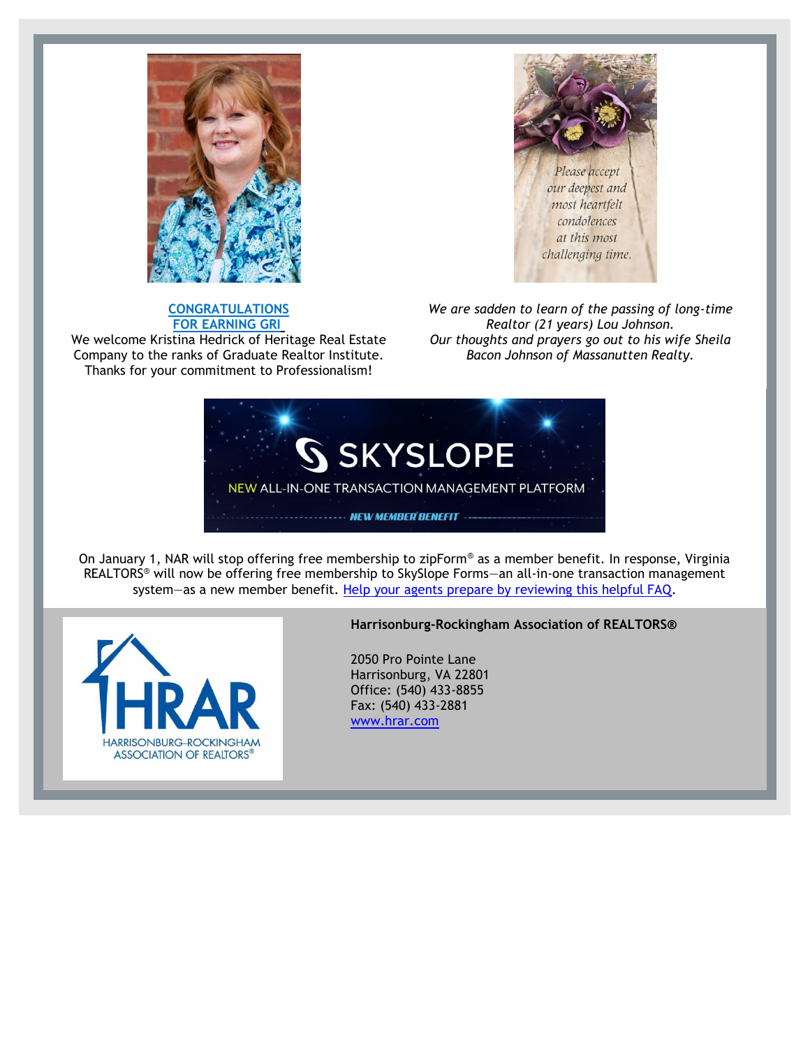**CONGRATULATIONS FOR EARNING GRI**

We welcome Kristina Hedrick of Heritage Real Estate Company to the ranks of Graduate Realtor Institute. Thanks for your commitment to Professionalism!

*We are sadden to learn of the passing of long-time Realtor (21 years) Lou Johnson. Our thoughts and prayers go out to his wife Sheila Bacon Johnson of Massanutten Realty.*

On January 1, NAR will stop offering free membership to zipForm® as a member benefit. In response, Virginia REALTORS® will now be offering free membership to SkySlope Forms—an all-in-one transaction management system—as a new member benefit. [Help your agents prepare by reviewing this helpful FAQ](#).

**Harrisonburg-Rockingham Association of REALTORS®**

2050 Pro Pointe Lane
Harrisonburg, VA 22801
Office: (540) 433-8855
Fax: (540) 433-2881
[www.hrar.com](http://www.hrar.com)